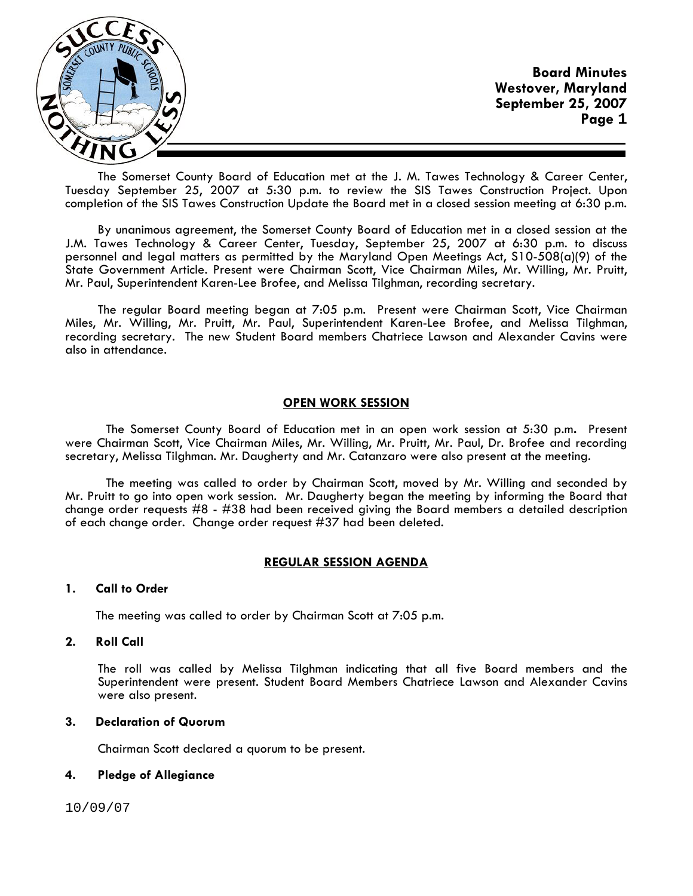**Board Minutes**
**Westover, Maryland**
**September 25, 2007**

The Somerset County Board of Education met at the J. M. Tawes Technology & Career Center, Tuesday September 25, 2007 at 5:30 p.m. to review the SIS Tawes Construction Project. Upon completion of the SIS Tawes Construction Update the Board met in a closed session meeting at 6:30 p.m.

By unanimous agreement, the Somerset County Board of Education met in a closed session at the J.M. Tawes Technology & Career Center, Tuesday, September 25, 2007 at 6:30 p.m. to discuss personnel and legal matters as permitted by the Maryland Open Meetings Act, S10-508(a)(9) of the State Government Article. Present were Chairman Scott, Vice Chairman Miles, Mr. Willing, Mr. Pruitt, Mr. Paul, Superintendent Karen-Lee Brofee, and Melissa Tilghman, recording secretary.

The regular Board meeting began at 7:05 p.m. Present were Chairman Scott, Vice Chairman Miles, Mr. Willing, Mr. Pruitt, Mr. Paul, Superintendent Karen-Lee Brofee, and Melissa Tilghman, recording secretary. The new Student Board members Chatriece Lawson and Alexander Cavins were also in attendance.

## OPEN WORK SESSION

The Somerset County Board of Education met in an open work session at 5:30 p.m. Present were Chairman Scott, Vice Chairman Miles, Mr. Willing, Mr. Pruitt, Mr. Paul, Dr. Brofee and recording secretary, Melissa Tilghman. Mr. Daugherty and Mr. Catanzaro were also present at the meeting.

The meeting was called to order by Chairman Scott, moved by Mr. Willing and seconded by Mr. Pruitt to go into open work session. Mr. Daugherty began the meeting by informing the Board that change order requests #8 - #38 had been received giving the Board members a detailed description of each change order. Change order request #37 had been deleted.

## REGULAR SESSION AGENDA

### 1. Call to Order

The meeting was called to order by Chairman Scott at 7:05 p.m.

### 2. Roll Call

The roll was called by Melissa Tilghman indicating that all five Board members and the Superintendent were present. Student Board Members Chatriece Lawson and Alexander Cavins were also present.

### 3. Declaration of Quorum

Chairman Scott declared a quorum to be present.

### 4. Pledge of Allegiance

10/09/07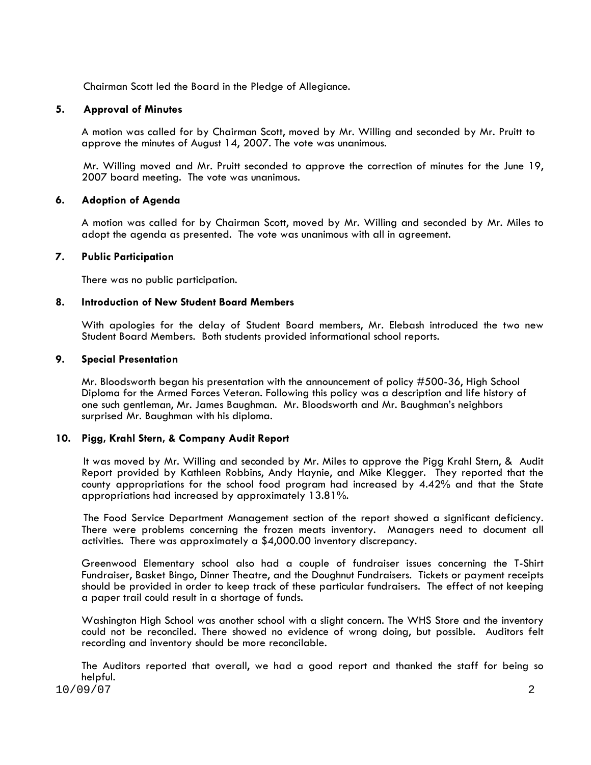Chairman Scott led the Board in the Pledge of Allegiance.

**5. Approval of Minutes**

A motion was called for by Chairman Scott, moved by Mr. Willing and seconded by Mr. Pruitt to approve the minutes of August 14, 2007. The vote was unanimous.

Mr. Willing moved and Mr. Pruitt seconded to approve the correction of minutes for the June 19, 2007 board meeting. The vote was unanimous.

**6. Adoption of Agenda**

A motion was called for by Chairman Scott, moved by Mr. Willing and seconded by Mr. Miles to adopt the agenda as presented. The vote was unanimous with all in agreement.

**7. Public Participation**

There was no public participation.

**8. Introduction of New Student Board Members**

With apologies for the delay of Student Board members, Mr. Elebash introduced the two new Student Board Members. Both students provided informational school reports.

**9. Special Presentation**

Mr. Bloodsworth began his presentation with the announcement of policy #500-36, High School Diploma for the Armed Forces Veteran. Following this policy was a description and life history of one such gentleman, Mr. James Baughman. Mr. Bloodsworth and Mr. Baughman's neighbors surprised Mr. Baughman with his diploma.

**10. Pigg, Krahl Stern, & Company Audit Report**

It was moved by Mr. Willing and seconded by Mr. Miles to approve the Pigg Krahl Stern, & Audit Report provided by Kathleen Robbins, Andy Haynie, and Mike Klegger. They reported that the county appropriations for the school food program had increased by 4.42% and that the State appropriations had increased by approximately 13.81%.

The Food Service Department Management section of the report showed a significant deficiency. There were problems concerning the frozen meats inventory. Managers need to document all activities. There was approximately a $4,000.00 inventory discrepancy.

Greenwood Elementary school also had a couple of fundraiser issues concerning the T-Shirt Fundraiser, Basket Bingo, Dinner Theatre, and the Doughnut Fundraisers. Tickets or payment receipts should be provided in order to keep track of these particular fundraisers. The effect of not keeping a paper trail could result in a shortage of funds.

Washington High School was another school with a slight concern. The WHS Store and the inventory could not be reconciled. There showed no evidence of wrong doing, but possible. Auditors felt recording and inventory should be more reconcilable.

The Auditors reported that overall, we had a good report and thanked the staff for being so helpful.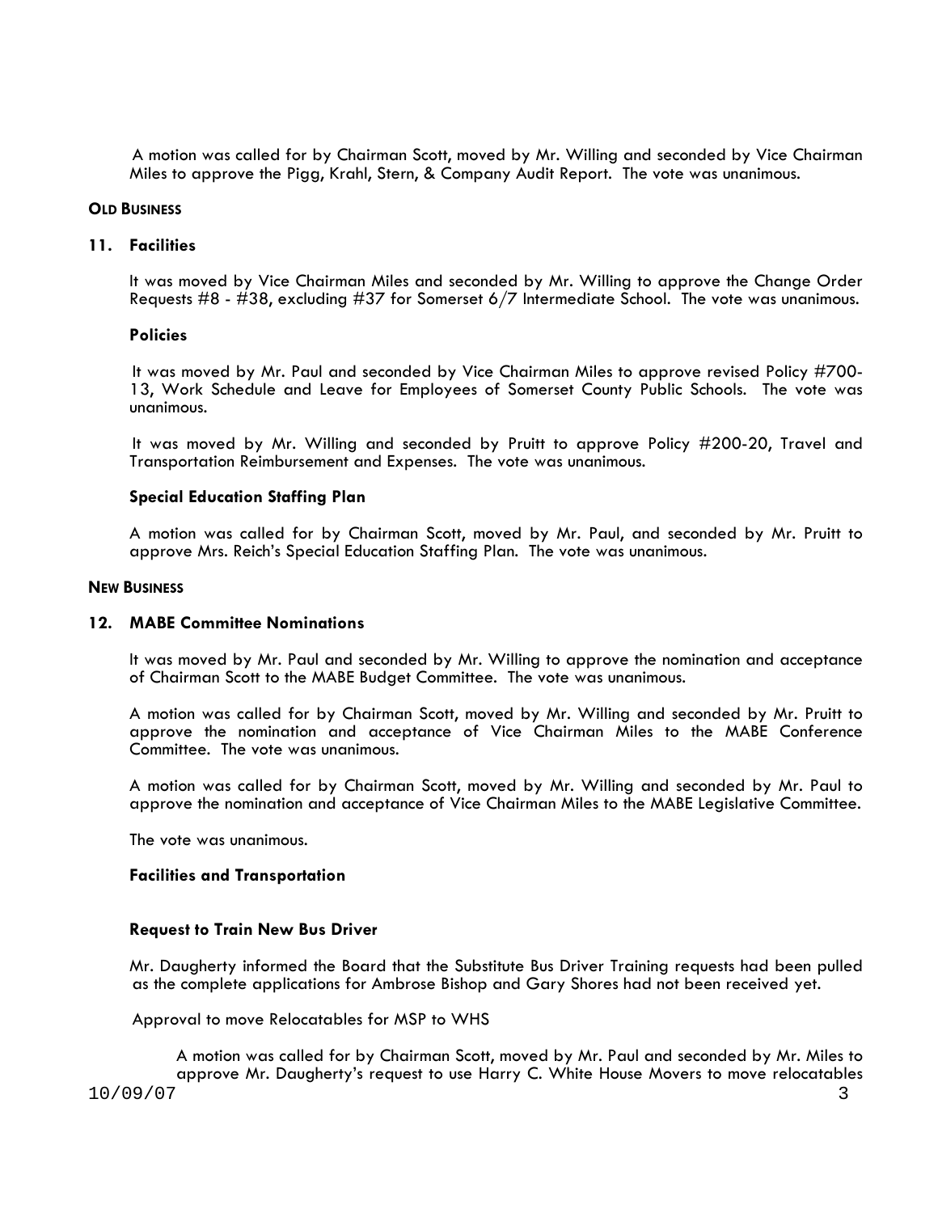A motion was called for by Chairman Scott, moved by Mr. Willing and seconded by Vice Chairman Miles to approve the Pigg, Krahl, Stern, & Company Audit Report. The vote was unanimous.

**OLD BUSINESS**

**11. Facilities**

It was moved by Vice Chairman Miles and seconded by Mr. Willing to approve the Change Order Requests #8 - #38, excluding #37 for Somerset 6/7 Intermediate School. The vote was unanimous.

**Policies**

It was moved by Mr. Paul and seconded by Vice Chairman Miles to approve revised Policy #700-13, Work Schedule and Leave for Employees of Somerset County Public Schools. The vote was unanimous.

It was moved by Mr. Willing and seconded by Pruitt to approve Policy #200-20, Travel and Transportation Reimbursement and Expenses. The vote was unanimous.

**Special Education Staffing Plan**

A motion was called for by Chairman Scott, moved by Mr. Paul, and seconded by Mr. Pruitt to approve Mrs. Reich's Special Education Staffing Plan. The vote was unanimous.

**NEW BUSINESS**

**12. MABE Committee Nominations**

It was moved by Mr. Paul and seconded by Mr. Willing to approve the nomination and acceptance of Chairman Scott to the MABE Budget Committee. The vote was unanimous.

A motion was called for by Chairman Scott, moved by Mr. Willing and seconded by Mr. Pruitt to approve the nomination and acceptance of Vice Chairman Miles to the MABE Conference Committee. The vote was unanimous.

A motion was called for by Chairman Scott, moved by Mr. Willing and seconded by Mr. Paul to approve the nomination and acceptance of Vice Chairman Miles to the MABE Legislative Committee.

The vote was unanimous.

**Facilities and Transportation**

**Request to Train New Bus Driver**

Mr. Daugherty informed the Board that the Substitute Bus Driver Training requests had been pulled as the complete applications for Ambrose Bishop and Gary Shores had not been received yet.

Approval to move Relocatables for MSP to WHS

A motion was called for by Chairman Scott, moved by Mr. Paul and seconded by Mr. Miles to approve Mr. Daugherty's request to use Harry C. White House Movers to move relocatables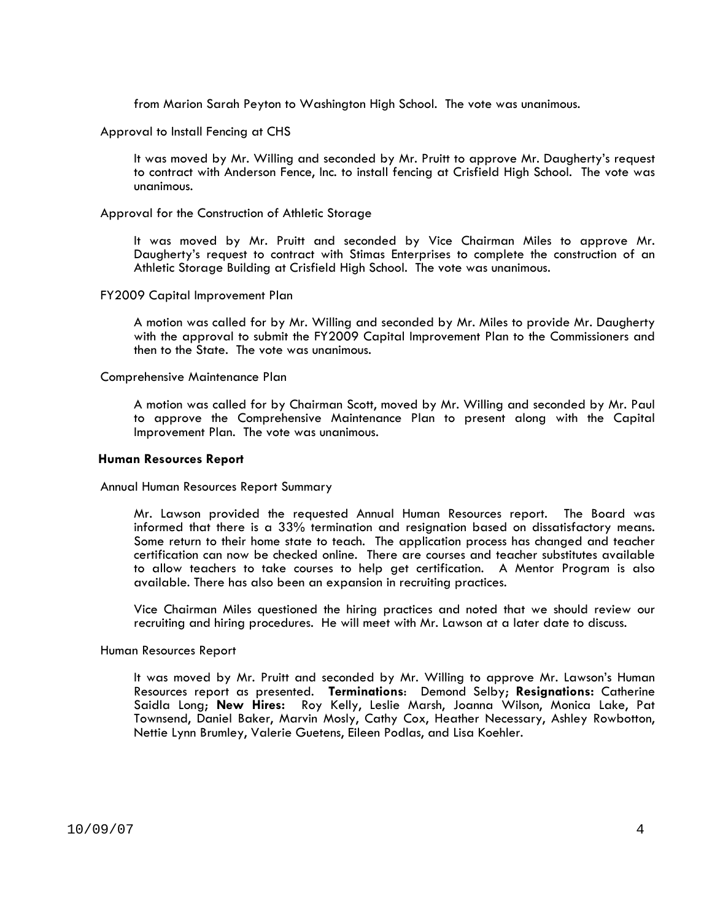from Marion Sarah Peyton to Washington High School. The vote was unanimous.

Approval to Install Fencing at CHS

It was moved by Mr. Willing and seconded by Mr. Pruitt to approve Mr. Daugherty's request to contract with Anderson Fence, Inc. to install fencing at Crisfield High School. The vote was unanimous.

Approval for the Construction of Athletic Storage

It was moved by Mr. Pruitt and seconded by Vice Chairman Miles to approve Mr. Daugherty's request to contract with Stimas Enterprises to complete the construction of an Athletic Storage Building at Crisfield High School. The vote was unanimous.

FY2009 Capital Improvement Plan

A motion was called for by Mr. Willing and seconded by Mr. Miles to provide Mr. Daugherty with the approval to submit the FY2009 Capital Improvement Plan to the Commissioners and then to the State. The vote was unanimous.

Comprehensive Maintenance Plan

A motion was called for by Chairman Scott, moved by Mr. Willing and seconded by Mr. Paul to approve the Comprehensive Maintenance Plan to present along with the Capital Improvement Plan. The vote was unanimous.

**Human Resources Report**

Annual Human Resources Report Summary

Mr. Lawson provided the requested Annual Human Resources report. The Board was informed that there is a 33% termination and resignation based on dissatisfactory means. Some return to their home state to teach. The application process has changed and teacher certification can now be checked online. There are courses and teacher substitutes available to allow teachers to take courses to help get certification. A Mentor Program is also available. There has also been an expansion in recruiting practices.

Vice Chairman Miles questioned the hiring practices and noted that we should review our recruiting and hiring procedures. He will meet with Mr. Lawson at a later date to discuss.

Human Resources Report

It was moved by Mr. Pruitt and seconded by Mr. Willing to approve Mr. Lawson's Human Resources report as presented. **Terminations**: Demond Selby; **Resignations:** Catherine Saidla Long; **New Hires:** Roy Kelly, Leslie Marsh, Joanna Wilson, Monica Lake, Pat Townsend, Daniel Baker, Marvin Mosly, Cathy Cox, Heather Necessary, Ashley Rowbotton, Nettie Lynn Brumley, Valerie Guetens, Eileen Podlas, and Lisa Koehler.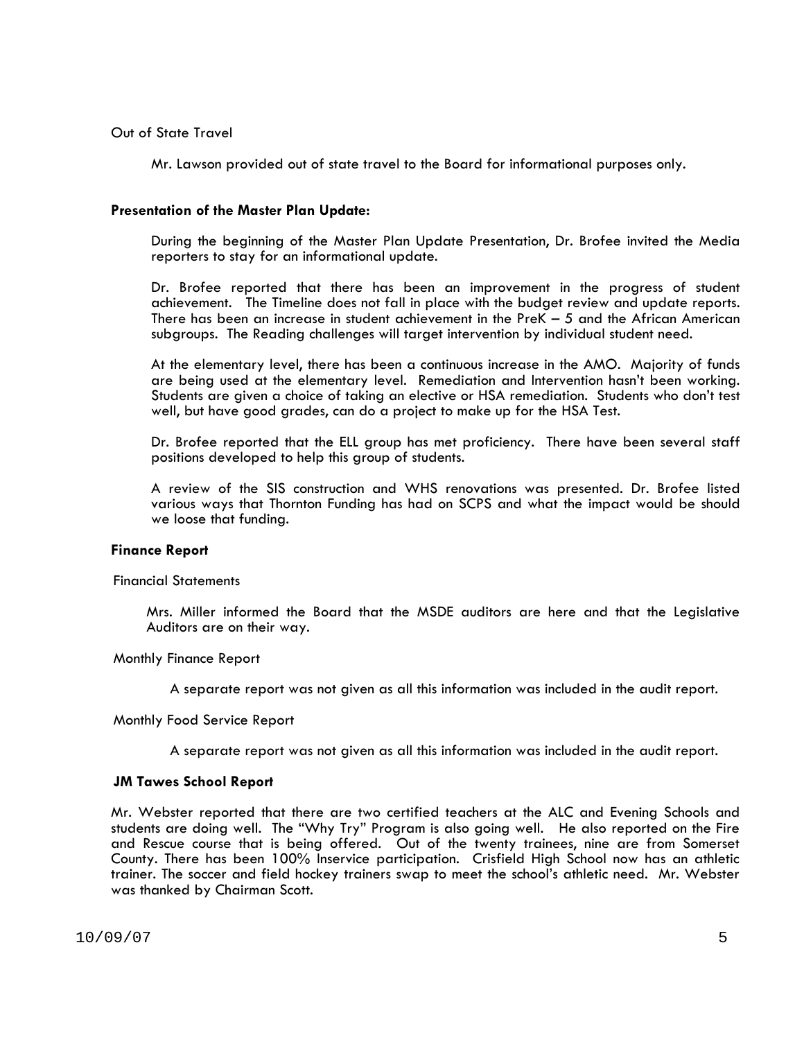Out of State Travel

Mr. Lawson provided out of state travel to the Board for informational purposes only.

**Presentation of the Master Plan Update:**

During the beginning of the Master Plan Update Presentation, Dr. Brofee invited the Media reporters to stay for an informational update.

Dr. Brofee reported that there has been an improvement in the progress of student achievement. The Timeline does not fall in place with the budget review and update reports. There has been an increase in student achievement in the PreK – 5 and the African American subgroups. The Reading challenges will target intervention by individual student need.

At the elementary level, there has been a continuous increase in the AMO. Majority of funds are being used at the elementary level. Remediation and Intervention hasn't been working. Students are given a choice of taking an elective or HSA remediation. Students who don't test well, but have good grades, can do a project to make up for the HSA Test.

Dr. Brofee reported that the ELL group has met proficiency. There have been several staff positions developed to help this group of students.

A review of the SIS construction and WHS renovations was presented. Dr. Brofee listed various ways that Thornton Funding has had on SCPS and what the impact would be should we loose that funding.

**Finance Report**

Financial Statements

Mrs. Miller informed the Board that the MSDE auditors are here and that the Legislative Auditors are on their way.

Monthly Finance Report

A separate report was not given as all this information was included in the audit report.

Monthly Food Service Report

A separate report was not given as all this information was included in the audit report.

**JM Tawes School Report**

Mr. Webster reported that there are two certified teachers at the ALC and Evening Schools and students are doing well. The "Why Try" Program is also going well. He also reported on the Fire and Rescue course that is being offered. Out of the twenty trainees, nine are from Somerset County. There has been 100% Inservice participation. Crisfield High School now has an athletic trainer. The soccer and field hockey trainers swap to meet the school's athletic need. Mr. Webster was thanked by Chairman Scott.

10/09/07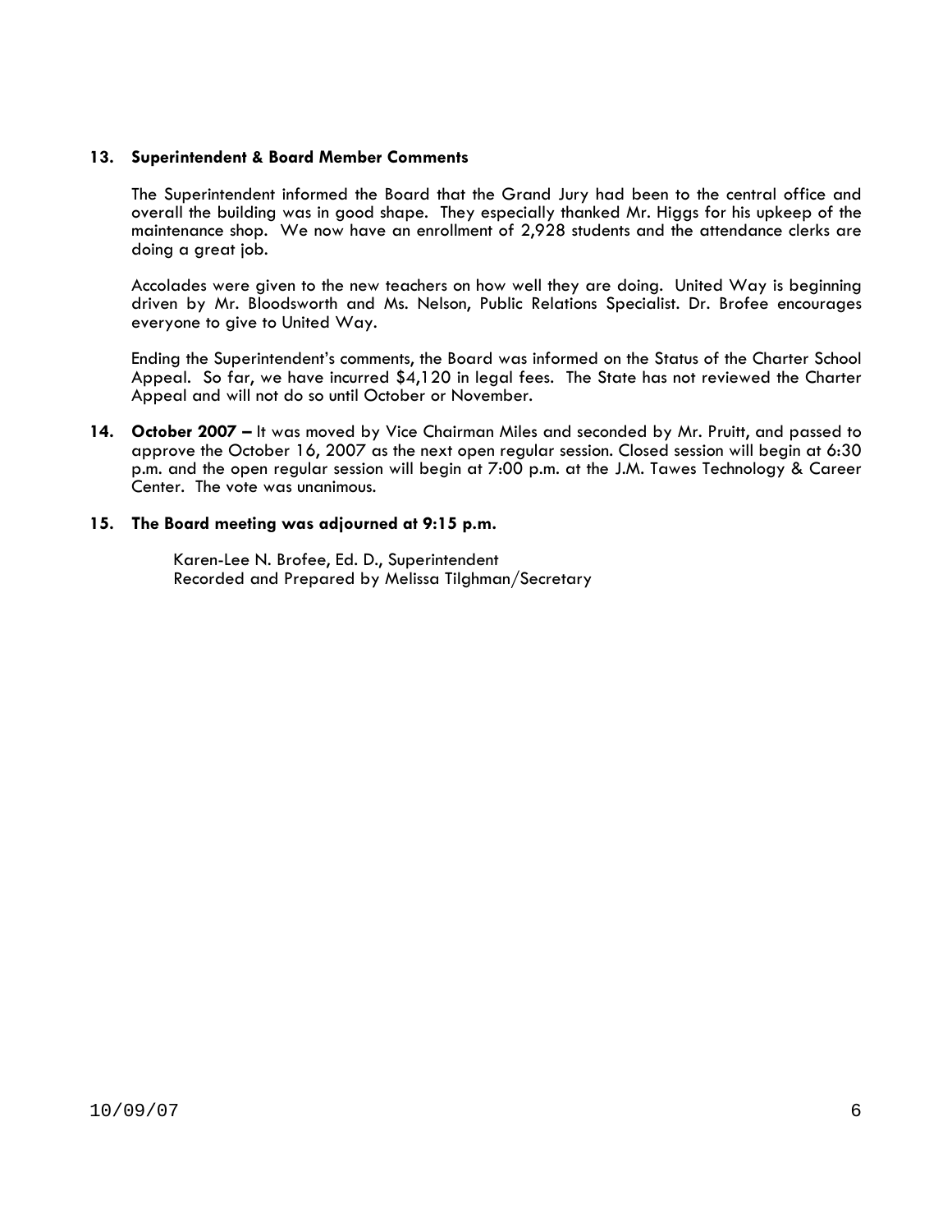**13. Superintendent & Board Member Comments**

The Superintendent informed the Board that the Grand Jury had been to the central office and overall the building was in good shape. They especially thanked Mr. Higgs for his upkeep of the maintenance shop. We now have an enrollment of 2,928 students and the attendance clerks are doing a great job.

Accolades were given to the new teachers on how well they are doing. United Way is beginning driven by Mr. Bloodsworth and Ms. Nelson, Public Relations Specialist. Dr. Brofee encourages everyone to give to United Way.

Ending the Superintendent's comments, the Board was informed on the Status of the Charter School Appeal. So far, we have incurred $4,120 in legal fees. The State has not reviewed the Charter Appeal and will not do so until October or November.

**14. October 2007 –** It was moved by Vice Chairman Miles and seconded by Mr. Pruitt, and passed to approve the October 16, 2007 as the next open regular session. Closed session will begin at 6:30 p.m. and the open regular session will begin at 7:00 p.m. at the J.M. Tawes Technology & Career Center. The vote was unanimous.

**15. The Board meeting was adjourned at 9:15 p.m.**

Karen-Lee N. Brofee, Ed. D., Superintendent
Recorded and Prepared by Melissa Tilghman/Secretary

10/09/07